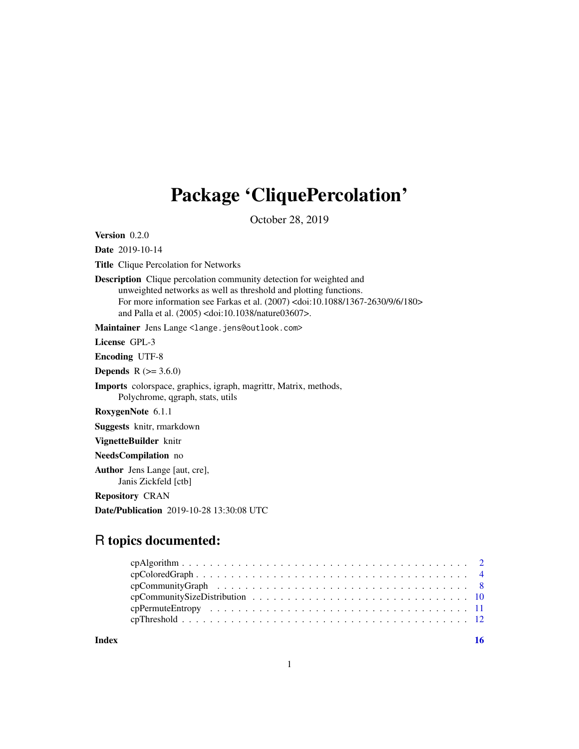# Package 'CliquePercolation'

October 28, 2019

**Version** 0.2.0

**Date** 2019-10-14

**Title** Clique Percolation for Networks

**Description** Clique percolation community detection for weighted and unweighted networks as well as threshold and plotting functions. For more information see Farkas et al. (2007) <doi:10.1088/1367-2630/9/6/180> and Palla et al. (2005) <doi:10.1038/nature03607>.

**Maintainer** Jens Lange <lange.jens@outlook.com>

**License** GPL-3

**Encoding** UTF-8

**Depends** R (>= 3.6.0)

**Imports** colorspace, graphics, igraph, magrittr, Matrix, methods, Polychrome, qgraph, stats, utils

**RoxygenNote** 6.1.1

**Suggests** knitr, rmarkdown

**VignetteBuilder** knitr

**NeedsCompilation** no

**Author** Jens Lange [aut, cre], Janis Zickfeld [ctb]

**Repository** CRAN

**Date/Publication** 2019-10-28 13:30:08 UTC

## R topics documented:

- cpAlgorithm . . . . . . . . . . . . . . . . . . . . . . . . . . . . . . . . . . . . . . . . 2
- cpColoredGraph . . . . . . . . . . . . . . . . . . . . . . . . . . . . . . . . . . . . . . 4
- cpCommunityGraph . . . . . . . . . . . . . . . . . . . . . . . . . . . . . . . . . . . . 8
- cpCommunitySizeDistribution . . . . . . . . . . . . . . . . . . . . . . . . . . . . . . 10
- cpPermuteEntropy . . . . . . . . . . . . . . . . . . . . . . . . . . . . . . . . . . . . 11
- cpThreshold . . . . . . . . . . . . . . . . . . . . . . . . . . . . . . . . . . . . . . . 12

**Index** **16**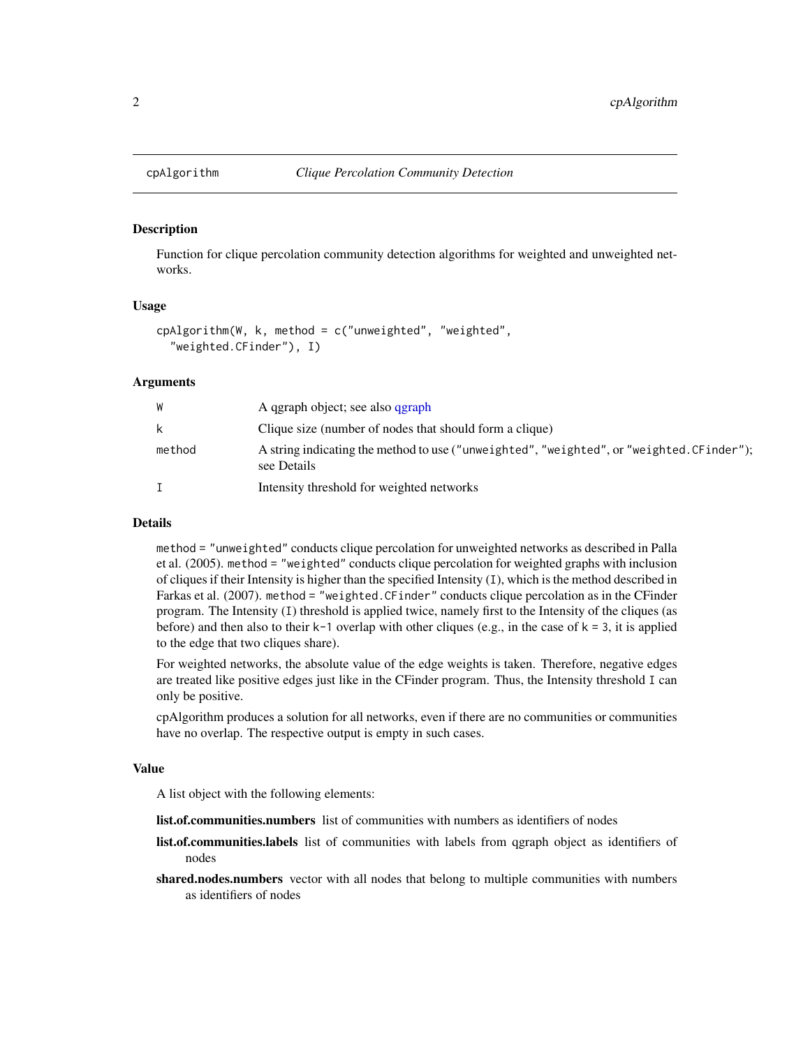## cpAlgorithm — *Clique Percolation Community Detection*

### Description

Function for clique percolation community detection algorithms for weighted and unweighted networks.

### Usage

```
cpAlgorithm(W, k, method = c("unweighted", "weighted",
  "weighted.CFinder"), I)
```

### Arguments

| | |
|---|---|
| `W` | A qgraph object; see also qgraph |
| `k` | Clique size (number of nodes that should form a clique) |
| `method` | A string indicating the method to use (`"unweighted"`, `"weighted"`, or `"weighted.CFinder"`); see Details |
| `I` | Intensity threshold for weighted networks |

### Details

`method = "unweighted"` conducts clique percolation for unweighted networks as described in Palla et al. (2005). `method = "weighted"` conducts clique percolation for weighted graphs with inclusion of cliques if their Intensity is higher than the specified Intensity (`I`), which is the method described in Farkas et al. (2007). `method = "weighted.CFinder"` conducts clique percolation as in the CFinder program. The Intensity (`I`) threshold is applied twice, namely first to the Intensity of the cliques (as before) and then also to their `k-1` overlap with other cliques (e.g., in the case of `k = 3`, it is applied to the edge that two cliques share).

For weighted networks, the absolute value of the edge weights is taken. Therefore, negative edges are treated like positive edges just like in the CFinder program. Thus, the Intensity threshold `I` can only be positive.

cpAlgorithm produces a solution for all networks, even if there are no communities or communities have no overlap. The respective output is empty in such cases.

### Value

A list object with the following elements:

**list.of.communities.numbers** list of communities with numbers as identifiers of nodes

**list.of.communities.labels** list of communities with labels from qgraph object as identifiers of nodes

**shared.nodes.numbers** vector with all nodes that belong to multiple communities with numbers as identifiers of nodes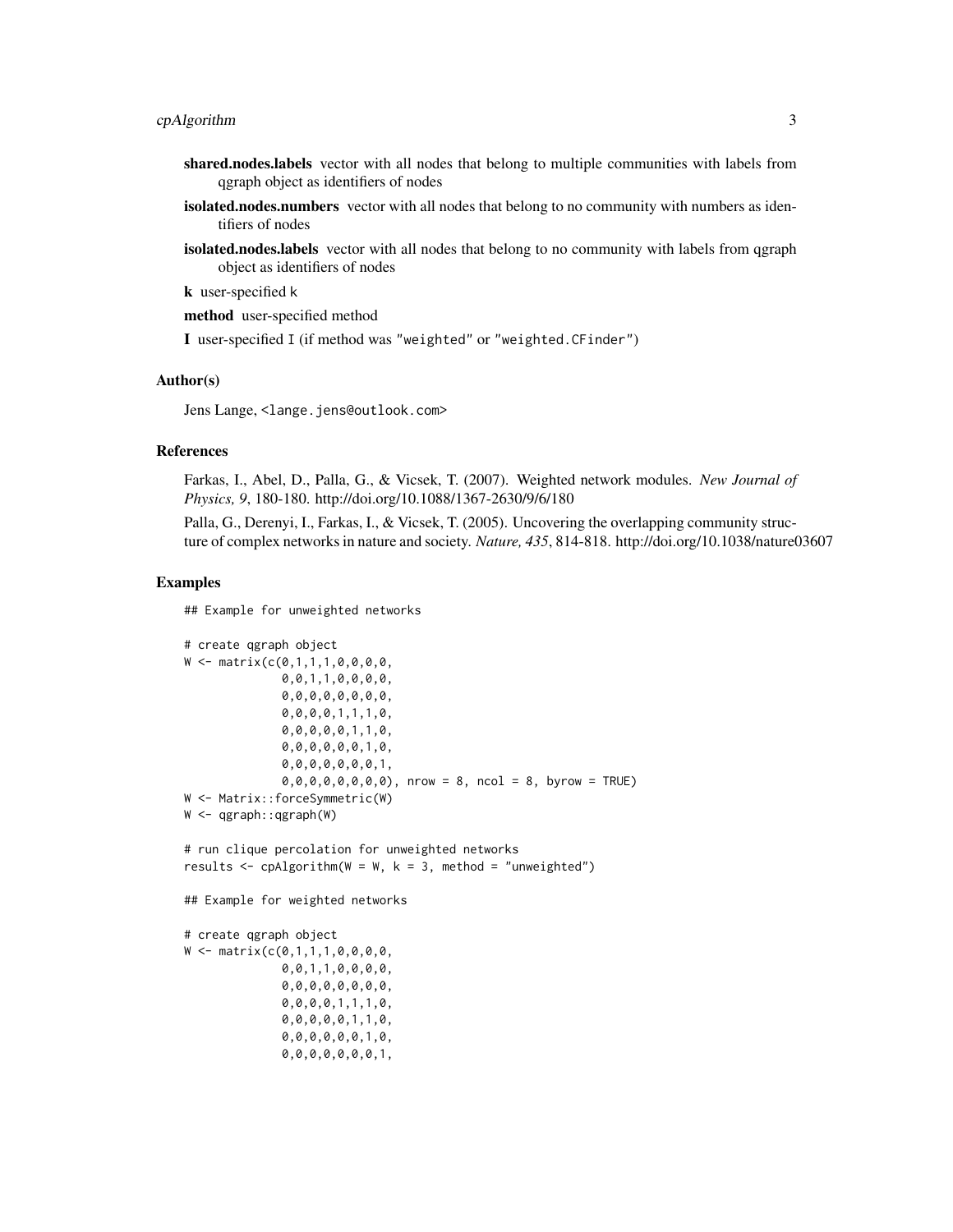**shared.nodes.labels** vector with all nodes that belong to multiple communities with labels from qgraph object as identifiers of nodes

**isolated.nodes.numbers** vector with all nodes that belong to no community with numbers as identifiers of nodes

**isolated.nodes.labels** vector with all nodes that belong to no community with labels from qgraph object as identifiers of nodes

**k** user-specified k

**method** user-specified method

**I** user-specified I (if method was "weighted" or "weighted.CFinder")

## Author(s)

Jens Lange, <lange.jens@outlook.com>

## References

Farkas, I., Abel, D., Palla, G., & Vicsek, T. (2007). Weighted network modules. *New Journal of Physics, 9*, 180-180. http://doi.org/10.1088/1367-2630/9/6/180

Palla, G., Derenyi, I., Farkas, I., & Vicsek, T. (2005). Uncovering the overlapping community structure of complex networks in nature and society. *Nature, 435*, 814-818. http://doi.org/10.1038/nature03607

## Examples

```
## Example for unweighted networks

# create qgraph object
W <- matrix(c(0,1,1,1,0,0,0,0,
              0,0,1,1,0,0,0,0,
              0,0,0,0,0,0,0,0,
              0,0,0,0,1,1,1,0,
              0,0,0,0,0,1,1,0,
              0,0,0,0,0,0,1,0,
              0,0,0,0,0,0,0,1,
              0,0,0,0,0,0,0,0), nrow = 8, ncol = 8, byrow = TRUE)
W <- Matrix::forceSymmetric(W)
W <- qgraph::qgraph(W)

# run clique percolation for unweighted networks
results <- cpAlgorithm(W = W, k = 3, method = "unweighted")

## Example for weighted networks

# create qgraph object
W <- matrix(c(0,1,1,1,0,0,0,0,
              0,0,1,1,0,0,0,0,
              0,0,0,0,0,0,0,0,
              0,0,0,0,1,1,1,0,
              0,0,0,0,0,1,1,0,
              0,0,0,0,0,0,1,0,
              0,0,0,0,0,0,0,1,
```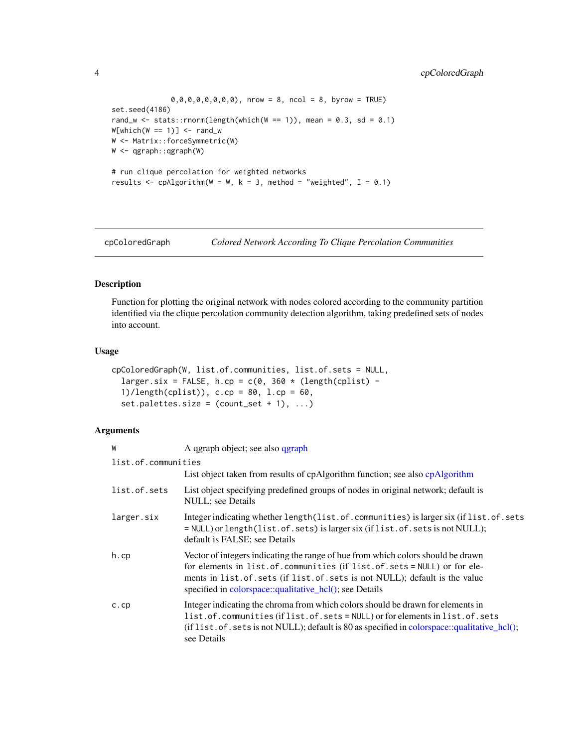```
              0,0,0,0,0,0,0,0), nrow = 8, ncol = 8, byrow = TRUE)
set.seed(4186)
rand_w <- stats::rnorm(length(which(W == 1)), mean = 0.3, sd = 0.1)
W[which(W == 1)] <- rand_w
W <- Matrix::forceSymmetric(W)
W <- qgraph::qgraph(W)

# run clique percolation for weighted networks
results <- cpAlgorithm(W = W, k = 3, method = "weighted", I = 0.1)
```

---

`cpColoredGraph` *Colored Network According To Clique Percolation Communities*

---

## Description

Function for plotting the original network with nodes colored according to the community partition identified via the clique percolation community detection algorithm, taking predefined sets of nodes into account.

## Usage

```
cpColoredGraph(W, list.of.communities, list.of.sets = NULL,
  larger.six = FALSE, h.cp = c(0, 360 * (length(cplist) -
  1)/length(cplist)), c.cp = 80, l.cp = 60,
  set.palettes.size = (count_set + 1), ...)
```

## Arguments

| | |
|---|---|
| `W` | A qgraph object; see also qgraph |
| `list.of.communities` | List object taken from results of cpAlgorithm function; see also cpAlgorithm |
| `list.of.sets` | List object specifying predefined groups of nodes in original network; default is NULL; see Details |
| `larger.six` | Integer indicating whether `length(list.of.communities)` is larger six (if `list.of.sets = NULL`) or `length(list.of.sets)` is larger six (if `list.of.sets` is not NULL); default is FALSE; see Details |
| `h.cp` | Vector of integers indicating the range of hue from which colors should be drawn for elements in `list.of.communities` (if `list.of.sets = NULL`) or for elements in `list.of.sets` (if `list.of.sets` is not NULL); default is the value specified in colorspace::qualitative_hcl(); see Details |
| `c.cp` | Integer indicating the chroma from which colors should be drawn for elements in `list.of.communities` (if `list.of.sets = NULL`) or for elements in `list.of.sets` (if `list.of.sets` is not NULL); default is 80 as specified in colorspace::qualitative_hcl(); see Details |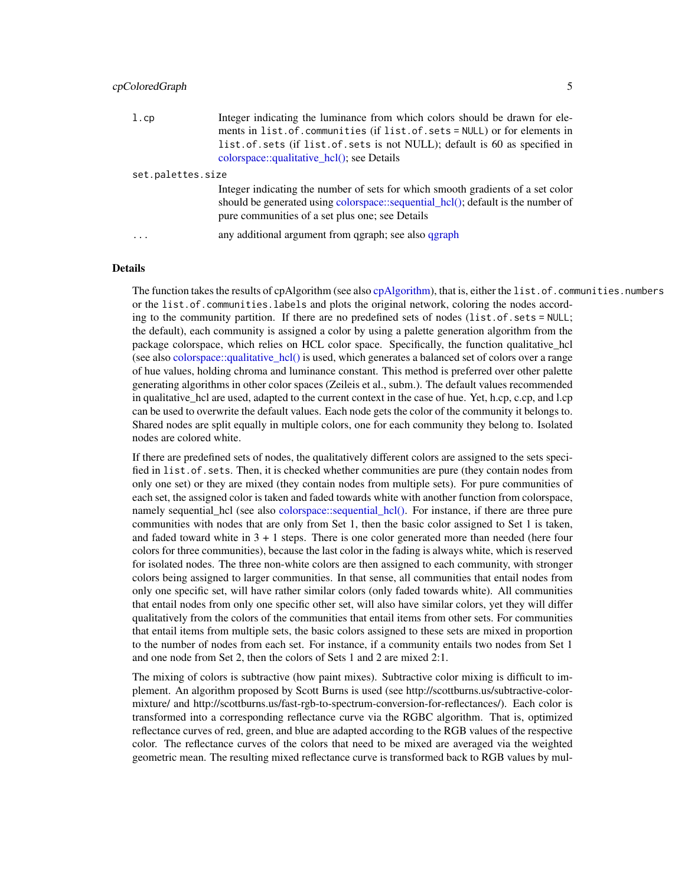| | |
|---|---|
| `l.cp` | Integer indicating the luminance from which colors should be drawn for elements in `list.of.communities` (if `list.of.sets = NULL`) or for elements in `list.of.sets` (if `list.of.sets` is not NULL); default is 60 as specified in colorspace::qualitative_hcl(); see Details |
| `set.palettes.size` | Integer indicating the number of sets for which smooth gradients of a set color should be generated using colorspace::sequential_hcl(); default is the number of pure communities of a set plus one; see Details |
| `...` | any additional argument from qgraph; see also qgraph |

## Details

The function takes the results of cpAlgorithm (see also cpAlgorithm), that is, either the `list.of.communities.numbers` or the `list.of.communities.labels` and plots the original network, coloring the nodes according to the community partition. If there are no predefined sets of nodes (`list.of.sets = NULL`; the default), each community is assigned a color by using a palette generation algorithm from the package colorspace, which relies on HCL color space. Specifically, the function qualitative_hcl (see also colorspace::qualitative_hcl() is used, which generates a balanced set of colors over a range of hue values, holding chroma and luminance constant. This method is preferred over other palette generating algorithms in other color spaces (Zeileis et al., subm.). The default values recommended in qualitative_hcl are used, adapted to the current context in the case of hue. Yet, h.cp, c.cp, and l.cp can be used to overwrite the default values. Each node gets the color of the community it belongs to. Shared nodes are split equally in multiple colors, one for each community they belong to. Isolated nodes are colored white.

If there are predefined sets of nodes, the qualitatively different colors are assigned to the sets specified in `list.of.sets`. Then, it is checked whether communities are pure (they contain nodes from only one set) or they are mixed (they contain nodes from multiple sets). For pure communities of each set, the assigned color is taken and faded towards white with another function from colorspace, namely sequential_hcl (see also colorspace::sequential_hcl(). For instance, if there are three pure communities with nodes that are only from Set 1, then the basic color assigned to Set 1 is taken, and faded toward white in 3 + 1 steps. There is one color generated more than needed (here four colors for three communities), because the last color in the fading is always white, which is reserved for isolated nodes. The three non-white colors are then assigned to each community, with stronger colors being assigned to larger communities. In that sense, all communities that entail nodes from only one specific set, will have rather similar colors (only faded towards white). All communities that entail nodes from only one specific other set, will also have similar colors, yet they will differ qualitatively from the colors of the communities that entail items from other sets. For communities that entail items from multiple sets, the basic colors assigned to these sets are mixed in proportion to the number of nodes from each set. For instance, if a community entails two nodes from Set 1 and one node from Set 2, then the colors of Sets 1 and 2 are mixed 2:1.

The mixing of colors is subtractive (how paint mixes). Subtractive color mixing is difficult to implement. An algorithm proposed by Scott Burns is used (see http://scottburns.us/subtractive-color-mixture/ and http://scottburns.us/fast-rgb-to-spectrum-conversion-for-reflectances/). Each color is transformed into a corresponding reflectance curve via the RGBC algorithm. That is, optimized reflectance curves of red, green, and blue are adapted according to the RGB values of the respective color. The reflectance curves of the colors that need to be mixed are averaged via the weighted geometric mean. The resulting mixed reflectance curve is transformed back to RGB values by mul-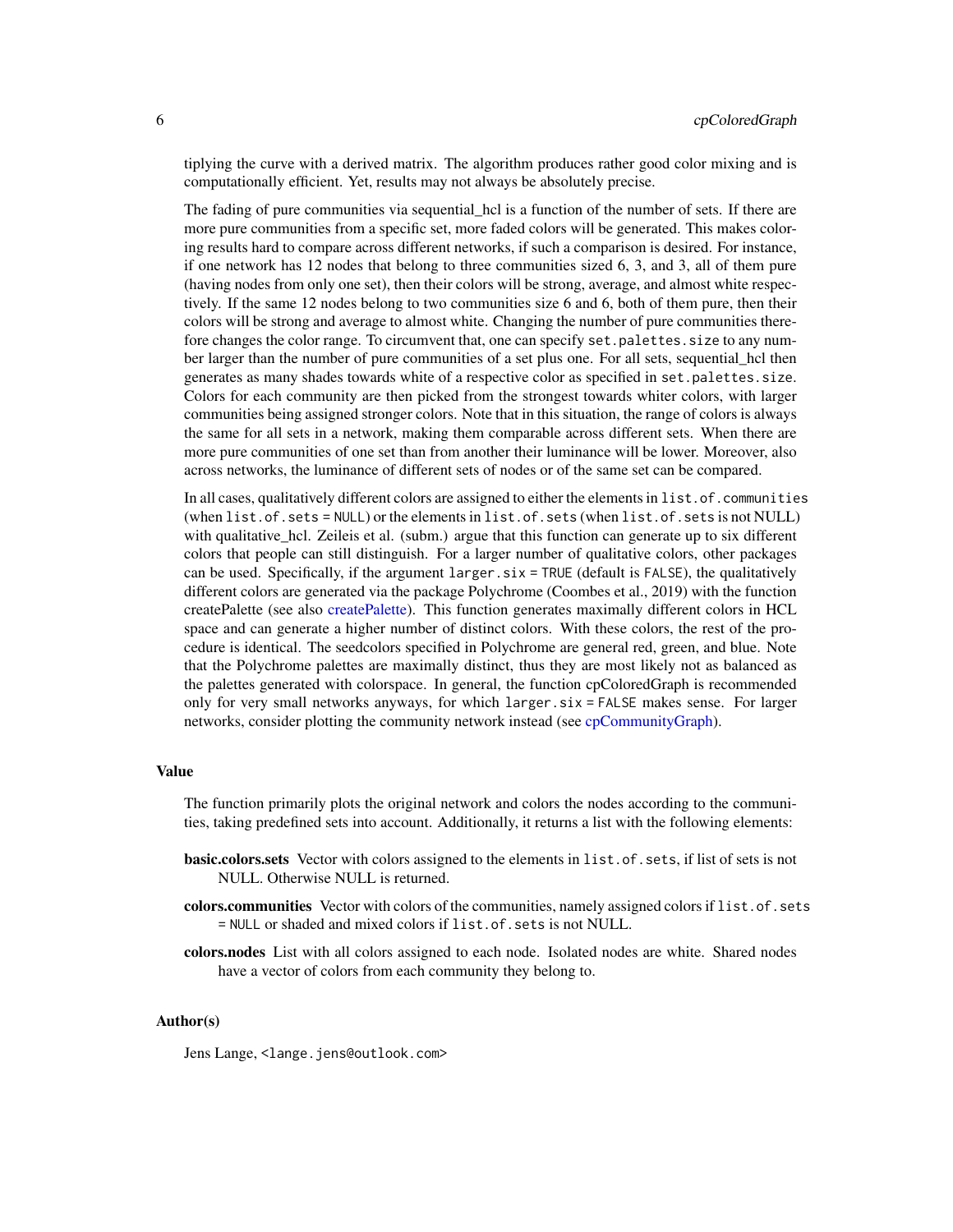tiplying the curve with a derived matrix. The algorithm produces rather good color mixing and is computationally efficient. Yet, results may not always be absolutely precise.

The fading of pure communities via sequential_hcl is a function of the number of sets. If there are more pure communities from a specific set, more faded colors will be generated. This makes coloring results hard to compare across different networks, if such a comparison is desired. For instance, if one network has 12 nodes that belong to three communities sized 6, 3, and 3, all of them pure (having nodes from only one set), then their colors will be strong, average, and almost white respectively. If the same 12 nodes belong to two communities size 6 and 6, both of them pure, then their colors will be strong and average to almost white. Changing the number of pure communities therefore changes the color range. To circumvent that, one can specify `set.palettes.size` to any number larger than the number of pure communities of a set plus one. For all sets, sequential_hcl then generates as many shades towards white of a respective color as specified in `set.palettes.size`. Colors for each community are then picked from the strongest towards whiter colors, with larger communities being assigned stronger colors. Note that in this situation, the range of colors is always the same for all sets in a network, making them comparable across different sets. When there are more pure communities of one set than from another their luminance will be lower. Moreover, also across networks, the luminance of different sets of nodes or of the same set can be compared.

In all cases, qualitatively different colors are assigned to either the elements in `list.of.communities` (when `list.of.sets = NULL`) or the elements in `list.of.sets` (when `list.of.sets` is not NULL) with qualitative_hcl. Zeileis et al. (subm.) argue that this function can generate up to six different colors that people can still distinguish. For a larger number of qualitative colors, other packages can be used. Specifically, if the argument `larger.six = TRUE` (default is `FALSE`), the qualitatively different colors are generated via the package Polychrome (Coombes et al., 2019) with the function createPalette (see also createPalette). This function generates maximally different colors in HCL space and can generate a higher number of distinct colors. With these colors, the rest of the procedure is identical. The seedcolors specified in Polychrome are general red, green, and blue. Note that the Polychrome palettes are maximally distinct, thus they are most likely not as balanced as the palettes generated with colorspace. In general, the function cpColoredGraph is recommended only for very small networks anyways, for which `larger.six = FALSE` makes sense. For larger networks, consider plotting the community network instead (see cpCommunityGraph).

## Value

The function primarily plots the original network and colors the nodes according to the communities, taking predefined sets into account. Additionally, it returns a list with the following elements:

**basic.colors.sets** Vector with colors assigned to the elements in `list.of.sets`, if list of sets is not NULL. Otherwise NULL is returned.

**colors.communities** Vector with colors of the communities, namely assigned colors if `list.of.sets = NULL` or shaded and mixed colors if `list.of.sets` is not NULL.

**colors.nodes** List with all colors assigned to each node. Isolated nodes are white. Shared nodes have a vector of colors from each community they belong to.

## Author(s)

Jens Lange, <lange.jens@outlook.com>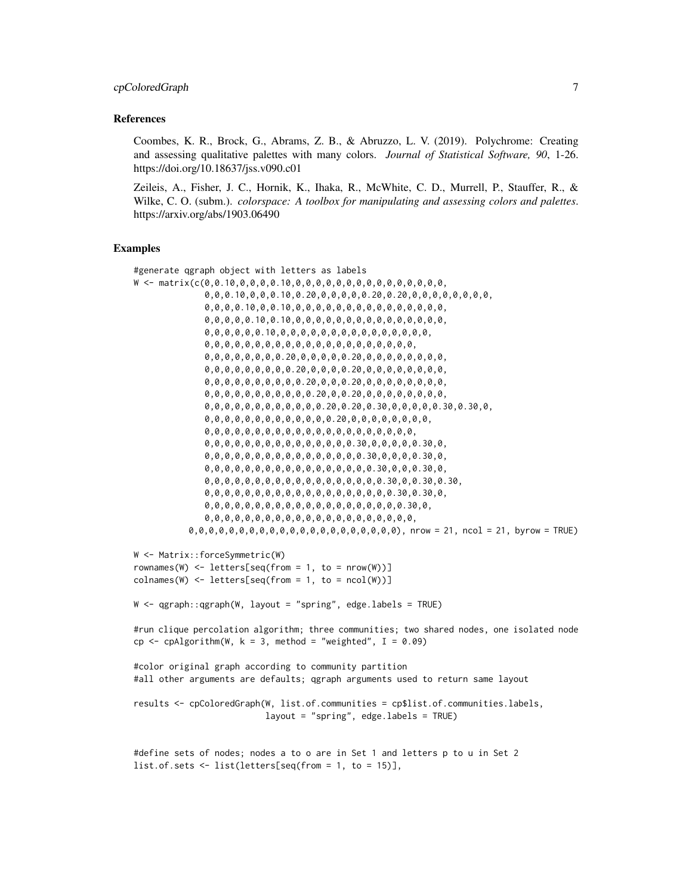### References

Coombes, K. R., Brock, G., Abrams, Z. B., & Abruzzo, L. V. (2019). Polychrome: Creating and assessing qualitative palettes with many colors. *Journal of Statistical Software, 90*, 1-26. https://doi.org/10.18637/jss.v090.c01

Zeileis, A., Fisher, J. C., Hornik, K., Ihaka, R., McWhite, C. D., Murrell, P., Stauffer, R., & Wilke, C. O. (subm.). *colorspace: A toolbox for manipulating and assessing colors and palettes*. https://arxiv.org/abs/1903.06490

### Examples

```
#generate qgraph object with letters as labels
W <- matrix(c(0,0.10,0,0,0,0.10,0,0,0,0,0,0,0,0,0,0,0,0,0,0,0,
              0,0,0.10,0,0,0.10,0.20,0,0,0,0,0.20,0.20,0,0,0,0,0,0,0,0,
              0,0,0,0.10,0,0.10,0,0,0,0,0,0,0,0,0,0,0,0,0,0,0,
              0,0,0,0,0.10,0.10,0,0,0,0,0,0,0,0,0,0,0,0,0,0,0,
              0,0,0,0,0,0.10,0,0,0,0,0,0,0,0,0,0,0,0,0,0,0,
              0,0,0,0,0,0,0,0,0,0,0,0,0,0,0,0,0,0,0,0,0,
              0,0,0,0,0,0,0,0.20,0,0,0,0,0.20,0,0,0,0,0,0,0,0,
              0,0,0,0,0,0,0,0,0.20,0,0,0,0,0.20,0,0,0,0,0,0,0,
              0,0,0,0,0,0,0,0,0,0.20,0,0,0,0.20,0,0,0,0,0,0,0,
              0,0,0,0,0,0,0,0,0,0,0.20,0,0,0.20,0,0,0,0,0,0,0,
              0,0,0,0,0,0,0,0,0,0,0,0,0.20,0.20,0.30,0,0,0,0,0.30,0.30,0,
              0,0,0,0,0,0,0,0,0,0,0,0,0,0.20,0,0,0,0,0,0,0,
              0,0,0,0,0,0,0,0,0,0,0,0,0,0,0,0,0,0,0,0,0,
              0,0,0,0,0,0,0,0,0,0,0,0,0,0,0,0.30,0,0,0,0,0.30,0,
              0,0,0,0,0,0,0,0,0,0,0,0,0,0,0,0,0.30,0,0,0,0.30,0,
              0,0,0,0,0,0,0,0,0,0,0,0,0,0,0,0,0,0.30,0,0,0.30,0,
              0,0,0,0,0,0,0,0,0,0,0,0,0,0,0,0,0,0,0.30,0,0.30,0.30,
              0,0,0,0,0,0,0,0,0,0,0,0,0,0,0,0,0,0,0.30,0.30,0,
              0,0,0,0,0,0,0,0,0,0,0,0,0,0,0,0,0,0,0,0.30,0,
              0,0,0,0,0,0,0,0,0,0,0,0,0,0,0,0,0,0,0,0,0,
            0,0,0,0,0,0,0,0,0,0,0,0,0,0,0,0,0,0,0,0,0), nrow = 21, ncol = 21, byrow = TRUE)

W <- Matrix::forceSymmetric(W)
rownames(W) <- letters[seq(from = 1, to = nrow(W))]
colnames(W) <- letters[seq(from = 1, to = ncol(W))]

W <- qgraph::qgraph(W, layout = "spring", edge.labels = TRUE)

#run clique percolation algorithm; three communities; two shared nodes, one isolated node
cp <- cpAlgorithm(W, k = 3, method = "weighted", I = 0.09)

#color original graph according to community partition
#all other arguments are defaults; qgraph arguments used to return same layout

results <- cpColoredGraph(W, list.of.communities = cp$list.of.communities.labels,
                          layout = "spring", edge.labels = TRUE)


#define sets of nodes; nodes a to o are in Set 1 and letters p to u in Set 2
list.of.sets <- list(letters[seq(from = 1, to = 15)],
```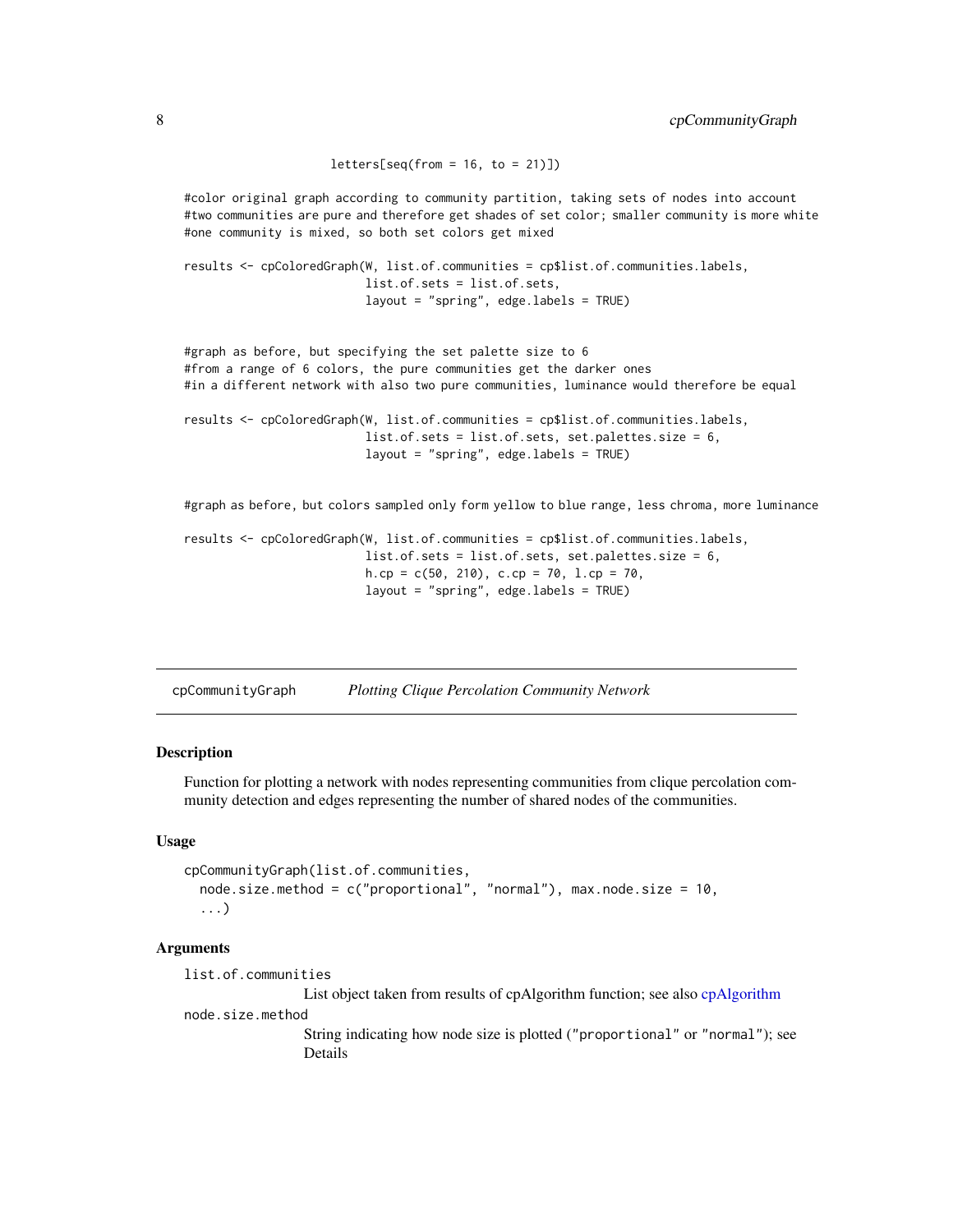```
                       letters[seq(from = 16, to = 21)])

#color original graph according to community partition, taking sets of nodes into account
#two communities are pure and therefore get shades of set color; smaller community is more white
#one community is mixed, so both set colors get mixed

results <- cpColoredGraph(W, list.of.communities = cp$list.of.communities.labels,
                          list.of.sets = list.of.sets,
                          layout = "spring", edge.labels = TRUE)


#graph as before, but specifying the set palette size to 6
#from a range of 6 colors, the pure communities get the darker ones
#in a different network with also two pure communities, luminance would therefore be equal

results <- cpColoredGraph(W, list.of.communities = cp$list.of.communities.labels,
                          list.of.sets = list.of.sets, set.palettes.size = 6,
                          layout = "spring", edge.labels = TRUE)


#graph as before, but colors sampled only form yellow to blue range, less chroma, more luminance

results <- cpColoredGraph(W, list.of.communities = cp$list.of.communities.labels,
                          list.of.sets = list.of.sets, set.palettes.size = 6,
                          h.cp = c(50, 210), c.cp = 70, l.cp = 70,
                          layout = "spring", edge.labels = TRUE)
```

---

## cpCommunityGraph *Plotting Clique Percolation Community Network*

### Description

Function for plotting a network with nodes representing communities from clique percolation community detection and edges representing the number of shared nodes of the communities.

### Usage

```
cpCommunityGraph(list.of.communities,
  node.size.method = c("proportional", "normal"), max.node.size = 10,
  ...)
```

### Arguments

`list.of.communities`
: List object taken from results of cpAlgorithm function; see also cpAlgorithm

`node.size.method`
: String indicating how node size is plotted ("proportional" or "normal"); see Details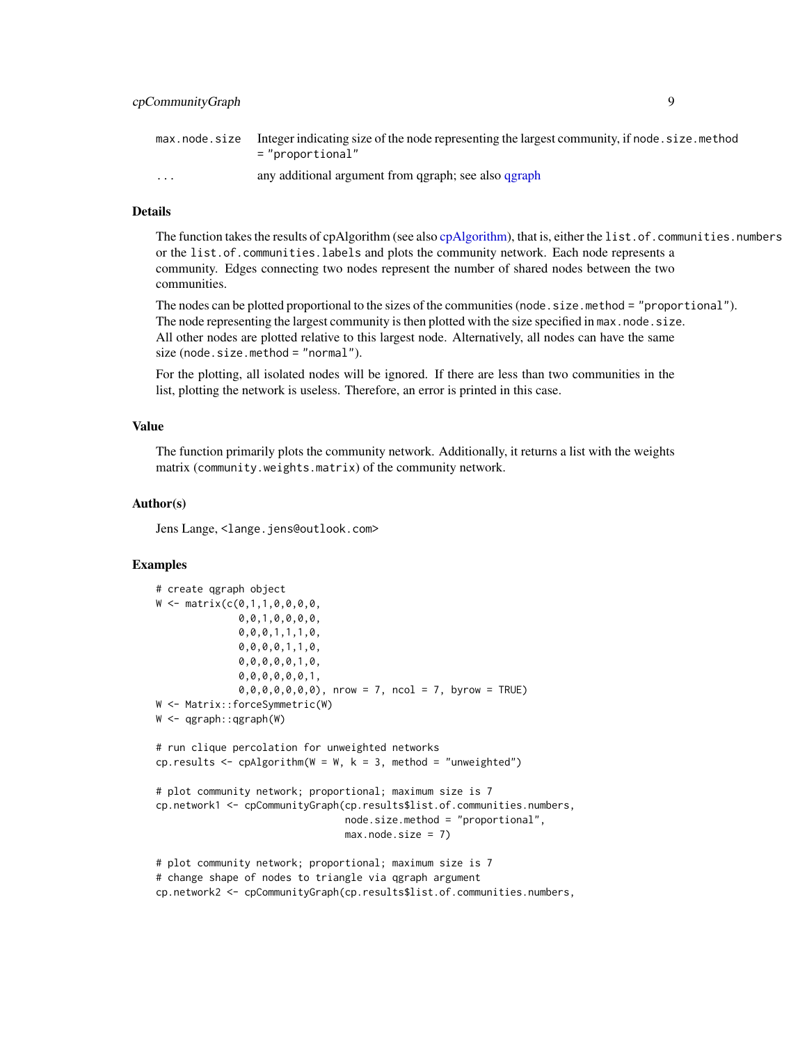| | |
|---|---|
| max.node.size | Integer indicating size of the node representing the largest community, if node.size.method = "proportional" |
| ... | any additional argument from qgraph; see also qgraph |

### Details

The function takes the results of cpAlgorithm (see also cpAlgorithm), that is, either the list.of.communities.numbers or the list.of.communities.labels and plots the community network. Each node represents a community. Edges connecting two nodes represent the number of shared nodes between the two communities.

The nodes can be plotted proportional to the sizes of the communities (node.size.method = "proportional"). The node representing the largest community is then plotted with the size specified in max.node.size. All other nodes are plotted relative to this largest node. Alternatively, all nodes can have the same size (node.size.method = "normal").

For the plotting, all isolated nodes will be ignored. If there are less than two communities in the list, plotting the network is useless. Therefore, an error is printed in this case.

### Value

The function primarily plots the community network. Additionally, it returns a list with the weights matrix (community.weights.matrix) of the community network.

### Author(s)

Jens Lange, <lange.jens@outlook.com>

### Examples

```
# create qgraph object
W <- matrix(c(0,1,1,0,0,0,0,
              0,0,1,0,0,0,0,
              0,0,0,1,1,1,0,
              0,0,0,0,1,1,0,
              0,0,0,0,0,1,0,
              0,0,0,0,0,0,1,
              0,0,0,0,0,0,0), nrow = 7, ncol = 7, byrow = TRUE)
W <- Matrix::forceSymmetric(W)
W <- qgraph::qgraph(W)

# run clique percolation for unweighted networks
cp.results <- cpAlgorithm(W = W, k = 3, method = "unweighted")

# plot community network; proportional; maximum size is 7
cp.network1 <- cpCommunityGraph(cp.results$list.of.communities.numbers,
                                node.size.method = "proportional",
                                max.node.size = 7)

# plot community network; proportional; maximum size is 7
# change shape of nodes to triangle via qgraph argument
cp.network2 <- cpCommunityGraph(cp.results$list.of.communities.numbers,
```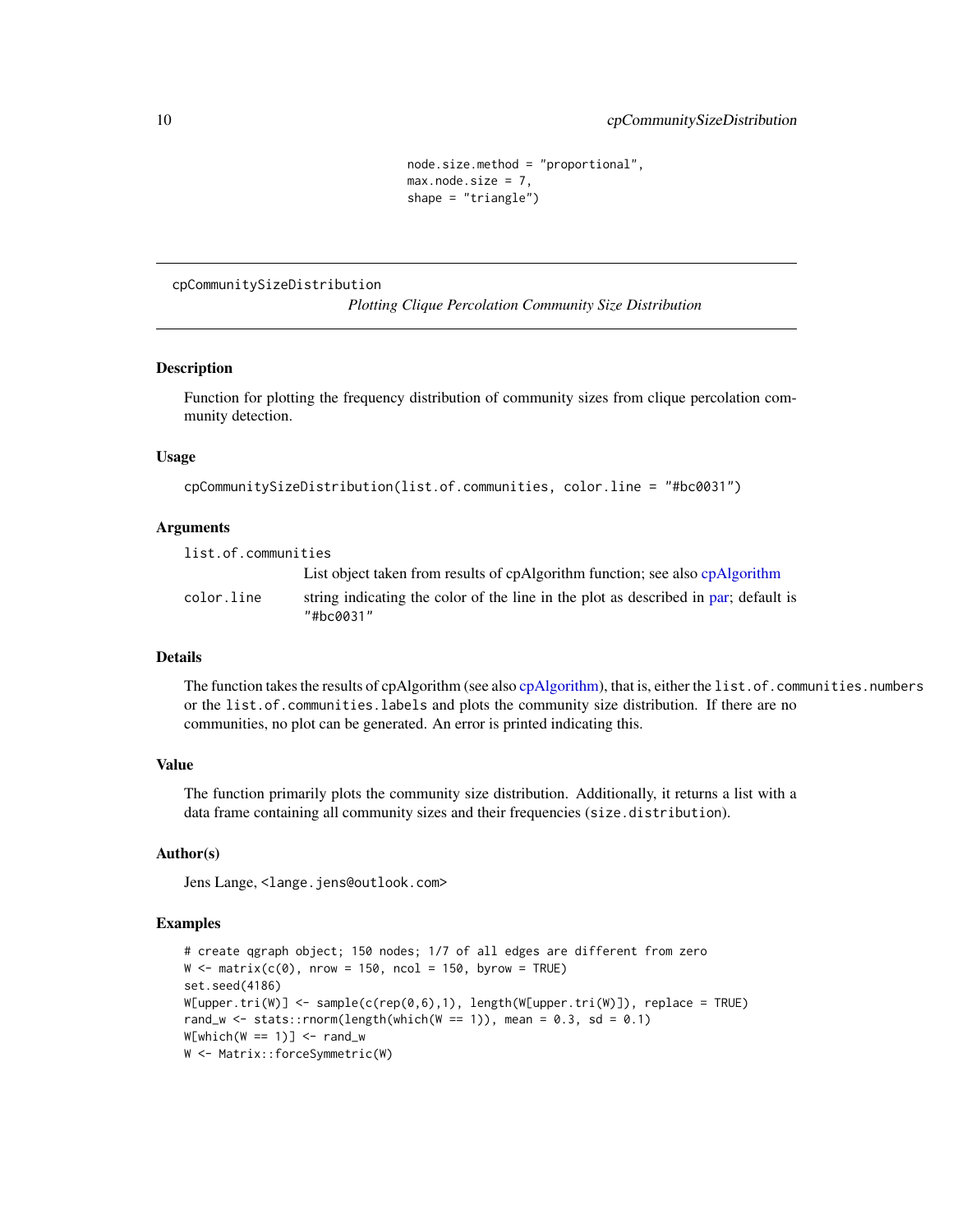```
                                  node.size.method = "proportional",
                                  max.node.size = 7,
                                  shape = "triangle")
```

---

cpCommunitySizeDistribution

*Plotting Clique Percolation Community Size Distribution*

---

## Description

Function for plotting the frequency distribution of community sizes from clique percolation community detection.

## Usage

```
cpCommunitySizeDistribution(list.of.communities, color.line = "#bc0031")
```

## Arguments

`list.of.communities`
List object taken from results of cpAlgorithm function; see also cpAlgorithm

`color.line`
string indicating the color of the line in the plot as described in par; default is `"#bc0031"`

## Details

The function takes the results of cpAlgorithm (see also cpAlgorithm), that is, either the `list.of.communities.numbers` or the `list.of.communities.labels` and plots the community size distribution. If there are no communities, no plot can be generated. An error is printed indicating this.

## Value

The function primarily plots the community size distribution. Additionally, it returns a list with a data frame containing all community sizes and their frequencies (`size.distribution`).

## Author(s)

Jens Lange, `<lange.jens@outlook.com>`

## Examples

```
# create qgraph object; 150 nodes; 1/7 of all edges are different from zero
W <- matrix(c(0), nrow = 150, ncol = 150, byrow = TRUE)
set.seed(4186)
W[upper.tri(W)] <- sample(c(rep(0,6),1), length(W[upper.tri(W)]), replace = TRUE)
rand_w <- stats::rnorm(length(which(W == 1)), mean = 0.3, sd = 0.1)
W[which(W == 1)] <- rand_w
W <- Matrix::forceSymmetric(W)
```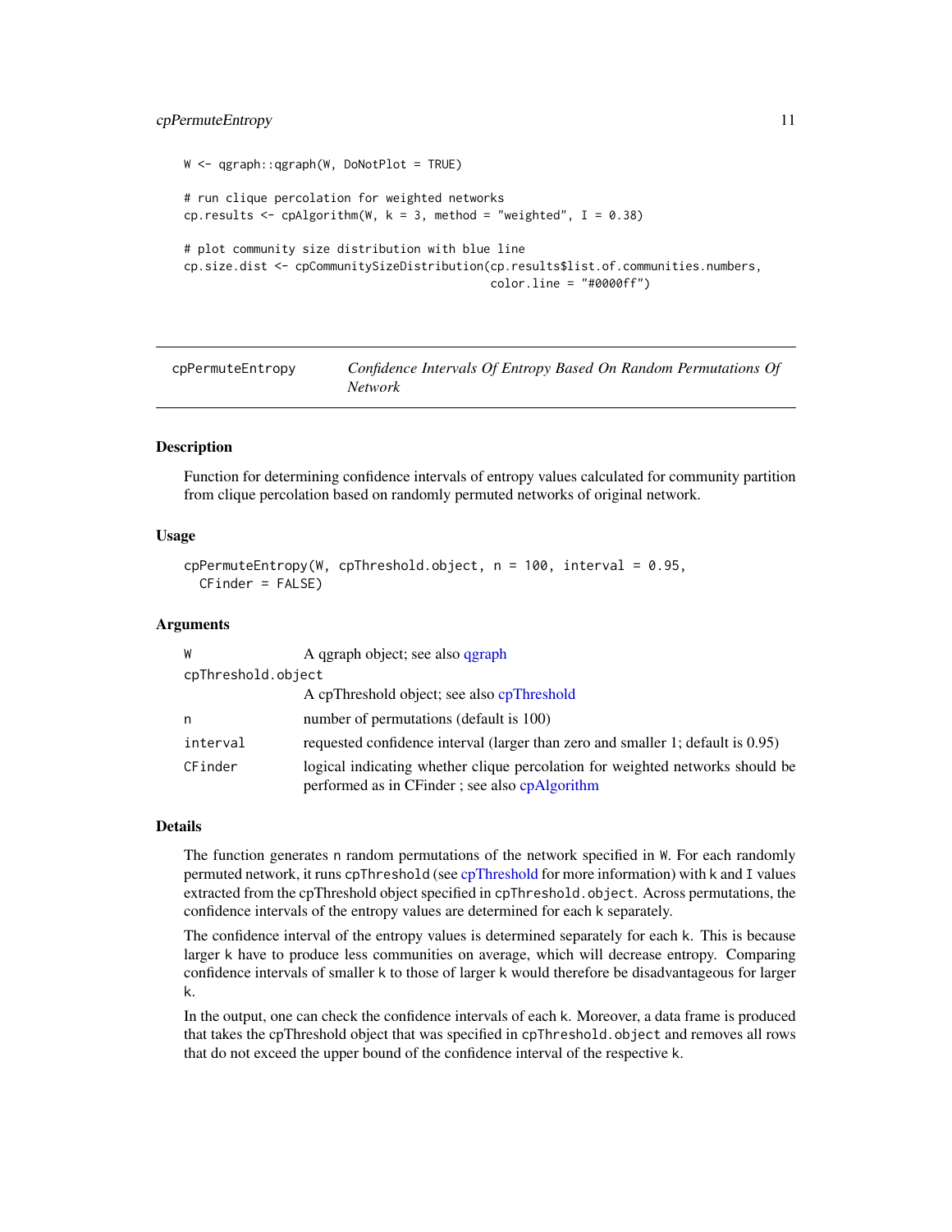```
W <- qgraph::qgraph(W, DoNotPlot = TRUE)

# run clique percolation for weighted networks
cp.results <- cpAlgorithm(W, k = 3, method = "weighted", I = 0.38)

# plot community size distribution with blue line
cp.size.dist <- cpCommunitySizeDistribution(cp.results$list.of.communities.numbers,
                                            color.line = "#0000ff")
```

---

## cpPermuteEntropy — *Confidence Intervals Of Entropy Based On Random Permutations Of Network*

---

### Description

Function for determining confidence intervals of entropy values calculated for community partition from clique percolation based on randomly permuted networks of original network.

### Usage

```
cpPermuteEntropy(W, cpThreshold.object, n = 100, interval = 0.95,
  CFinder = FALSE)
```

### Arguments

| Argument | Description |
|---|---|
| `W` | A qgraph object; see also qgraph |
| `cpThreshold.object` | A cpThreshold object; see also cpThreshold |
| `n` | number of permutations (default is 100) |
| `interval` | requested confidence interval (larger than zero and smaller 1; default is 0.95) |
| `CFinder` | logical indicating whether clique percolation for weighted networks should be performed as in CFinder ; see also cpAlgorithm |

### Details

The function generates `n` random permutations of the network specified in `W`. For each randomly permuted network, it runs `cpThreshold` (see cpThreshold for more information) with `k` and `I` values extracted from the cpThreshold object specified in `cpThreshold.object`. Across permutations, the confidence intervals of the entropy values are determined for each `k` separately.

The confidence interval of the entropy values is determined separately for each `k`. This is because larger `k` have to produce less communities on average, which will decrease entropy. Comparing confidence intervals of smaller `k` to those of larger `k` would therefore be disadvantageous for larger `k`.

In the output, one can check the confidence intervals of each `k`. Moreover, a data frame is produced that takes the cpThreshold object that was specified in `cpThreshold.object` and removes all rows that do not exceed the upper bound of the confidence interval of the respective `k`.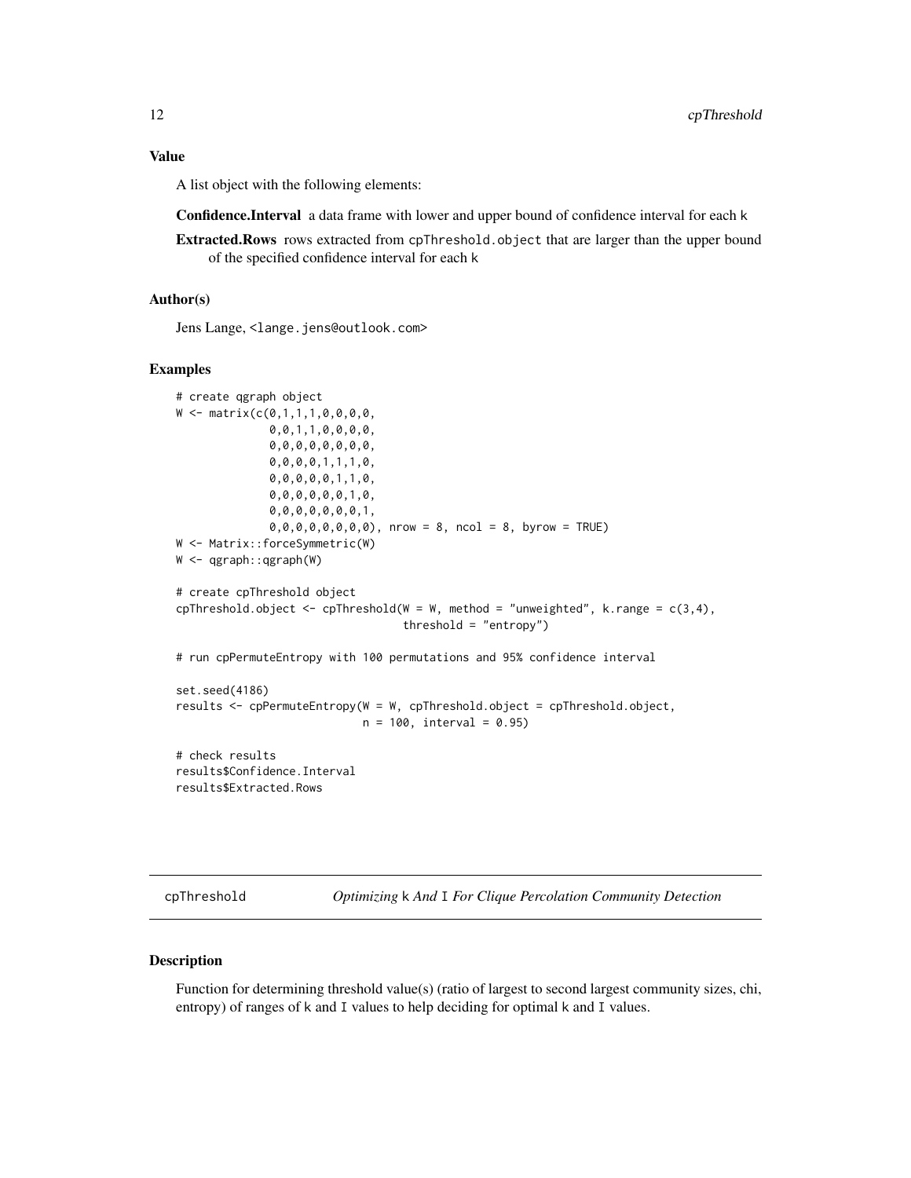### Value

A list object with the following elements:

**Confidence.Interval** a data frame with lower and upper bound of confidence interval for each k

**Extracted.Rows** rows extracted from `cpThreshold.object` that are larger than the upper bound of the specified confidence interval for each k

### Author(s)

Jens Lange, <lange.jens@outlook.com>

### Examples

```
# create qgraph object
W <- matrix(c(0,1,1,1,0,0,0,0,
              0,0,1,1,0,0,0,0,
              0,0,0,0,0,0,0,0,
              0,0,0,0,1,1,1,0,
              0,0,0,0,0,1,1,0,
              0,0,0,0,0,0,1,0,
              0,0,0,0,0,0,0,1,
              0,0,0,0,0,0,0,0), nrow = 8, ncol = 8, byrow = TRUE)
W <- Matrix::forceSymmetric(W)
W <- qgraph::qgraph(W)

# create cpThreshold object
cpThreshold.object <- cpThreshold(W = W, method = "unweighted", k.range = c(3,4),
                                  threshold = "entropy")

# run cpPermuteEntropy with 100 permutations and 95% confidence interval

set.seed(4186)
results <- cpPermuteEntropy(W = W, cpThreshold.object = cpThreshold.object,
                            n = 100, interval = 0.95)

# check results
results$Confidence.Interval
results$Extracted.Rows
```

---

## cpThreshold — *Optimizing* k *And* I *For Clique Percolation Community Detection*

### Description

Function for determining threshold value(s) (ratio of largest to second largest community sizes, chi, entropy) of ranges of k and I values to help deciding for optimal k and I values.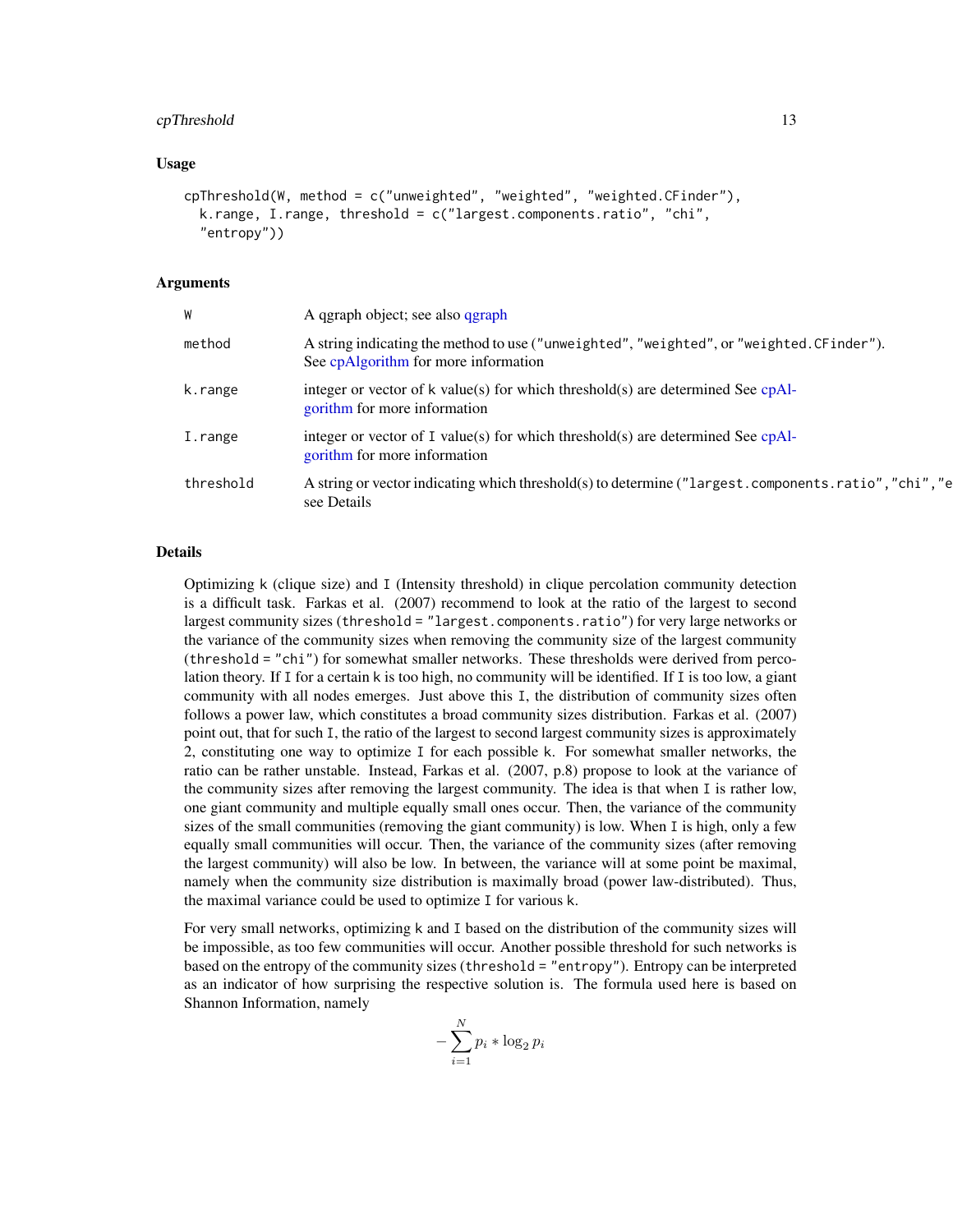### Usage

```
cpThreshold(W, method = c("unweighted", "weighted", "weighted.CFinder"),
  k.range, I.range, threshold = c("largest.components.ratio", "chi",
  "entropy"))
```

### Arguments

| | |
|---|---|
| W | A qgraph object; see also qgraph |
| method | A string indicating the method to use ("unweighted", "weighted", or "weighted.CFinder"). See cpAlgorithm for more information |
| k.range | integer or vector of k value(s) for which threshold(s) are determined See cpAlgorithm for more information |
| I.range | integer or vector of I value(s) for which threshold(s) are determined See cpAlgorithm for more information |
| threshold | A string or vector indicating which threshold(s) to determine ("largest.components.ratio","chi","e see Details |

### Details

Optimizing k (clique size) and I (Intensity threshold) in clique percolation community detection is a difficult task. Farkas et al. (2007) recommend to look at the ratio of the largest to second largest community sizes (threshold = "largest.components.ratio") for very large networks or the variance of the community sizes when removing the community size of the largest community (threshold = "chi") for somewhat smaller networks. These thresholds were derived from percolation theory. If I for a certain k is too high, no community will be identified. If I is too low, a giant community with all nodes emerges. Just above this I, the distribution of community sizes often follows a power law, which constitutes a broad community sizes distribution. Farkas et al. (2007) point out, that for such I, the ratio of the largest to second largest community sizes is approximately 2, constituting one way to optimize I for each possible k. For somewhat smaller networks, the ratio can be rather unstable. Instead, Farkas et al. (2007, p.8) propose to look at the variance of the community sizes after removing the largest community. The idea is that when I is rather low, one giant community and multiple equally small ones occur. Then, the variance of the community sizes of the small communities (removing the giant community) is low. When I is high, only a few equally small communities will occur. Then, the variance of the community sizes (after removing the largest community) will also be low. In between, the variance will at some point be maximal, namely when the community size distribution is maximally broad (power law-distributed). Thus, the maximal variance could be used to optimize I for various k.

For very small networks, optimizing k and I based on the distribution of the community sizes will be impossible, as too few communities will occur. Another possible threshold for such networks is based on the entropy of the community sizes (threshold = "entropy"). Entropy can be interpreted as an indicator of how surprising the respective solution is. The formula used here is based on Shannon Information, namely

$$-\sum_{i=1}^{N} p_i * \log_2 p_i$$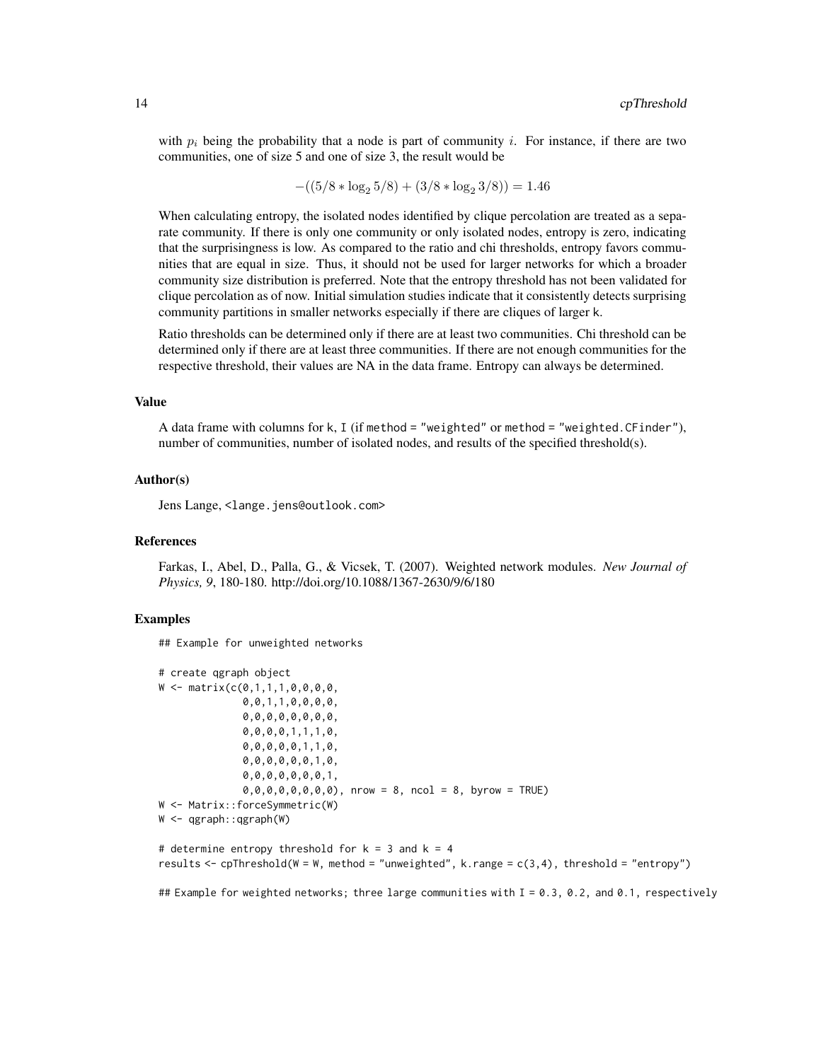with $p_i$ being the probability that a node is part of community $i$. For instance, if there are two communities, one of size 5 and one of size 3, the result would be

$$-((5/8 * \log_2 5/8) + (3/8 * \log_2 3/8)) = 1.46$$

When calculating entropy, the isolated nodes identified by clique percolation are treated as a separate community. If there is only one community or only isolated nodes, entropy is zero, indicating that the surprisingness is low. As compared to the ratio and chi thresholds, entropy favors communities that are equal in size. Thus, it should not be used for larger networks for which a broader community size distribution is preferred. Note that the entropy threshold has not been validated for clique percolation as of now. Initial simulation studies indicate that it consistently detects surprising community partitions in smaller networks especially if there are cliques of larger k.

Ratio thresholds can be determined only if there are at least two communities. Chi threshold can be determined only if there are at least three communities. If there are not enough communities for the respective threshold, their values are NA in the data frame. Entropy can always be determined.

### Value

A data frame with columns for k, I (if `method = "weighted"` or `method = "weighted.CFinder"`), number of communities, number of isolated nodes, and results of the specified threshold(s).

### Author(s)

Jens Lange, <lange.jens@outlook.com>

### References

Farkas, I., Abel, D., Palla, G., & Vicsek, T. (2007). Weighted network modules. *New Journal of Physics, 9*, 180-180. http://doi.org/10.1088/1367-2630/9/6/180

### Examples

```
## Example for unweighted networks

# create qgraph object
W <- matrix(c(0,1,1,1,0,0,0,0,
              0,0,1,1,0,0,0,0,
              0,0,0,0,0,0,0,0,
              0,0,0,0,1,1,1,0,
              0,0,0,0,0,1,1,0,
              0,0,0,0,0,0,1,0,
              0,0,0,0,0,0,0,1,
              0,0,0,0,0,0,0,0), nrow = 8, ncol = 8, byrow = TRUE)
W <- Matrix::forceSymmetric(W)
W <- qgraph::qgraph(W)

# determine entropy threshold for k = 3 and k = 4
results <- cpThreshold(W = W, method = "unweighted", k.range = c(3,4), threshold = "entropy")

## Example for weighted networks; three large communities with I = 0.3, 0.2, and 0.1, respectively
```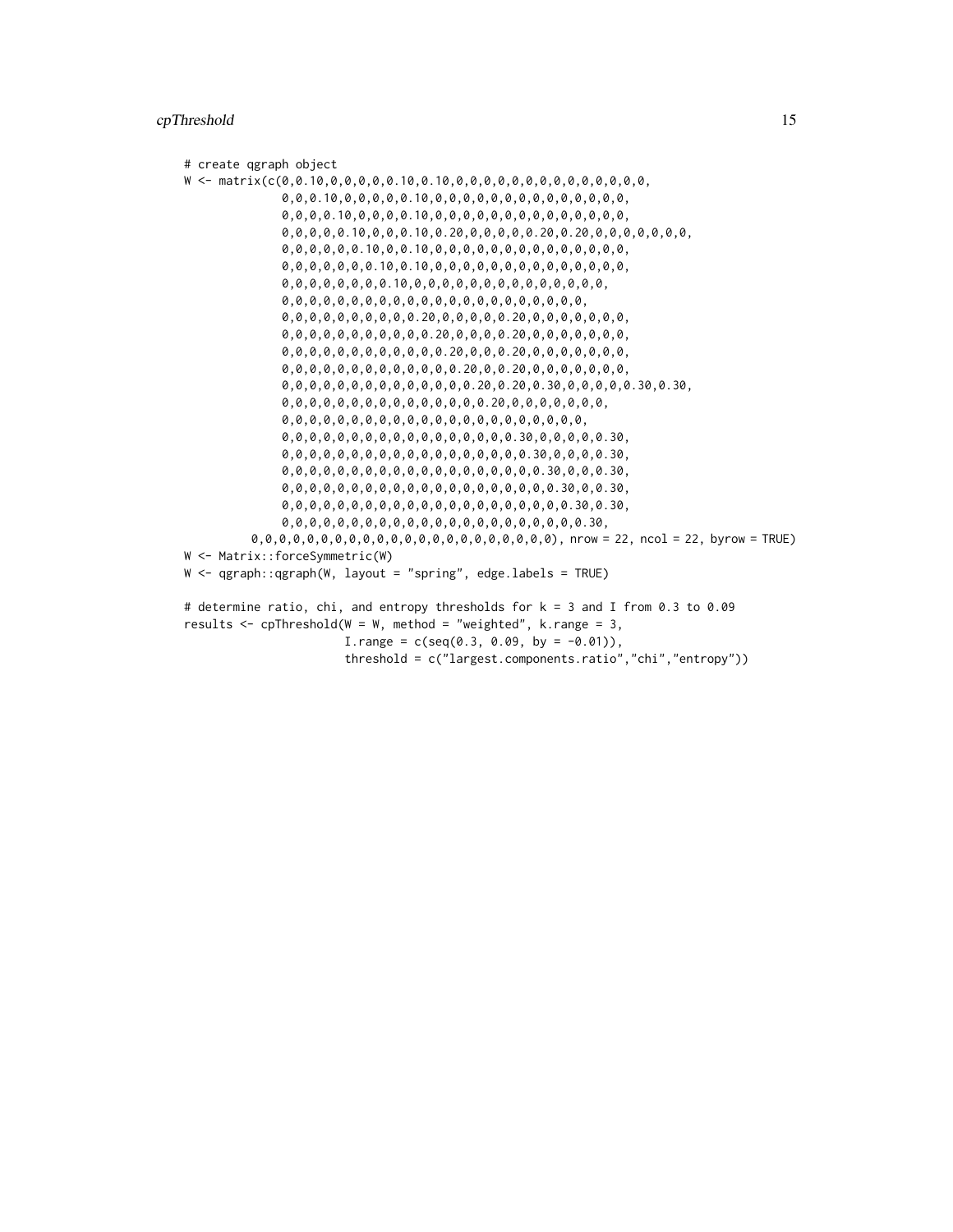```
# create qgraph object
W <- matrix(c(0,0.10,0,0,0,0,0.10,0.10,0,0,0,0,0,0,0,0,0,0,0,0,0,0,
              0,0,0.10,0,0,0,0,0.10,0,0,0,0,0,0,0,0,0,0,0,0,0,0,
              0,0,0,0.10,0,0,0,0.10,0,0,0,0,0,0,0,0,0,0,0,0,0,0,
              0,0,0,0,0.10,0,0,0.10,0.20,0,0,0,0,0.20,0.20,0,0,0,0,0,0,0,
              0,0,0,0,0,0.10,0,0.10,0,0,0,0,0,0,0,0,0,0,0,0,0,0,
              0,0,0,0,0,0,0.10,0.10,0,0,0,0,0,0,0,0,0,0,0,0,0,0,
              0,0,0,0,0,0,0,0.10,0,0,0,0,0,0,0,0,0,0,0,0,0,0,
              0,0,0,0,0,0,0,0,0,0,0,0,0,0,0,0,0,0,0,0,0,0,
              0,0,0,0,0,0,0,0,0,0.20,0,0,0,0,0.20,0,0,0,0,0,0,0,
              0,0,0,0,0,0,0,0,0,0,0.20,0,0,0,0.20,0,0,0,0,0,0,0,
              0,0,0,0,0,0,0,0,0,0,0,0.20,0,0,0.20,0,0,0,0,0,0,0,
              0,0,0,0,0,0,0,0,0,0,0,0,0.20,0,0.20,0,0,0,0,0,0,0,
              0,0,0,0,0,0,0,0,0,0,0,0,0,0.20,0.20,0.30,0,0,0,0,0.30,0.30,
              0,0,0,0,0,0,0,0,0,0,0,0,0,0,0.20,0,0,0,0,0,0,0,
              0,0,0,0,0,0,0,0,0,0,0,0,0,0,0,0,0,0,0,0,0,0,
              0,0,0,0,0,0,0,0,0,0,0,0,0,0,0,0,0.30,0,0,0,0,0.30,
              0,0,0,0,0,0,0,0,0,0,0,0,0,0,0,0,0,0.30,0,0,0,0.30,
              0,0,0,0,0,0,0,0,0,0,0,0,0,0,0,0,0,0,0.30,0,0,0.30,
              0,0,0,0,0,0,0,0,0,0,0,0,0,0,0,0,0,0,0,0.30,0,0.30,
              0,0,0,0,0,0,0,0,0,0,0,0,0,0,0,0,0,0,0,0,0.30,0.30,
              0,0,0,0,0,0,0,0,0,0,0,0,0,0,0,0,0,0,0,0,0,0.30,
         0,0,0,0,0,0,0,0,0,0,0,0,0,0,0,0,0,0,0,0,0,0), nrow = 22, ncol = 22, byrow = TRUE)
W <- Matrix::forceSymmetric(W)
W <- qgraph::qgraph(W, layout = "spring", edge.labels = TRUE)

# determine ratio, chi, and entropy thresholds for k = 3 and I from 0.3 to 0.09
results <- cpThreshold(W = W, method = "weighted", k.range = 3,
                       I.range = c(seq(0.3, 0.09, by = -0.01)),
                       threshold = c("largest.components.ratio","chi","entropy"))
```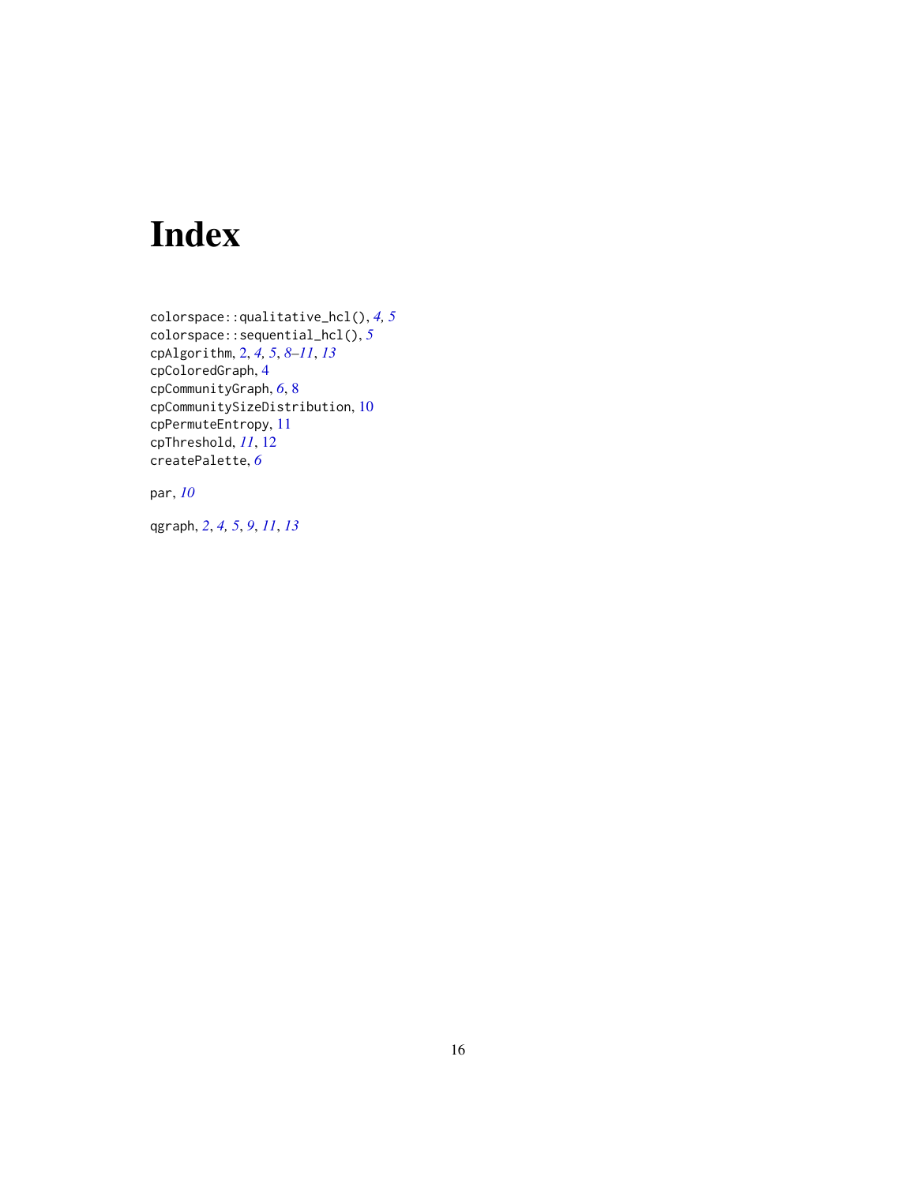# Index

colorspace::qualitative_hcl(), *4, 5*
colorspace::sequential_hcl(), *5*
cpAlgorithm, 2, *4, 5*, *8–11*, *13*
cpColoredGraph, 4
cpCommunityGraph, *6*, 8
cpCommunitySizeDistribution, 10
cpPermuteEntropy, 11
cpThreshold, *11*, 12
createPalette, *6*

par, *10*

qgraph, *2*, *4, 5*, *9*, *11*, *13*